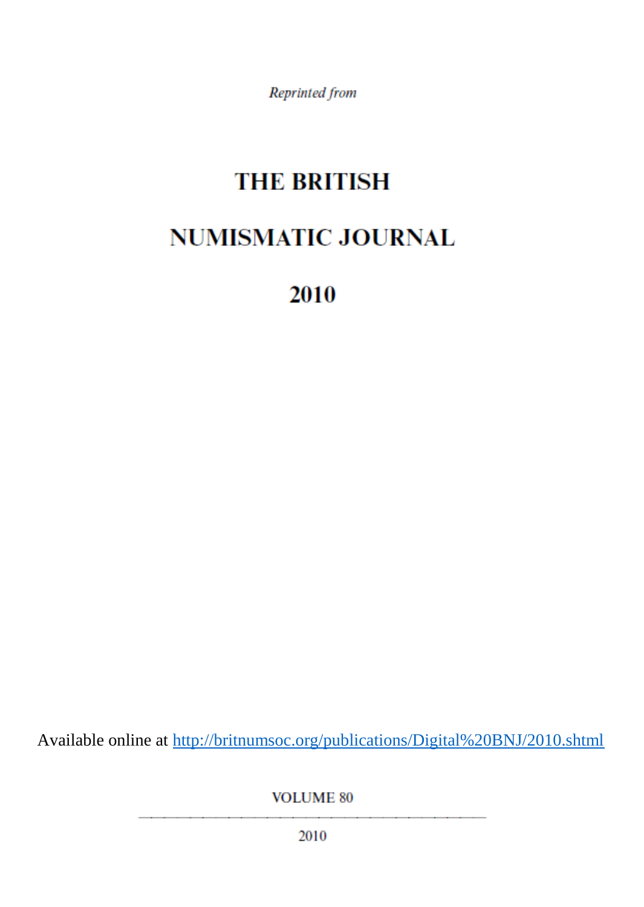*Reprinted from*

# THE BRITISH NUMISMATIC JOURNAL 2010

Available online at http://britnumsoc.org/publications/Digital%20BNJ/2010.shtml

VOLUME 80

2010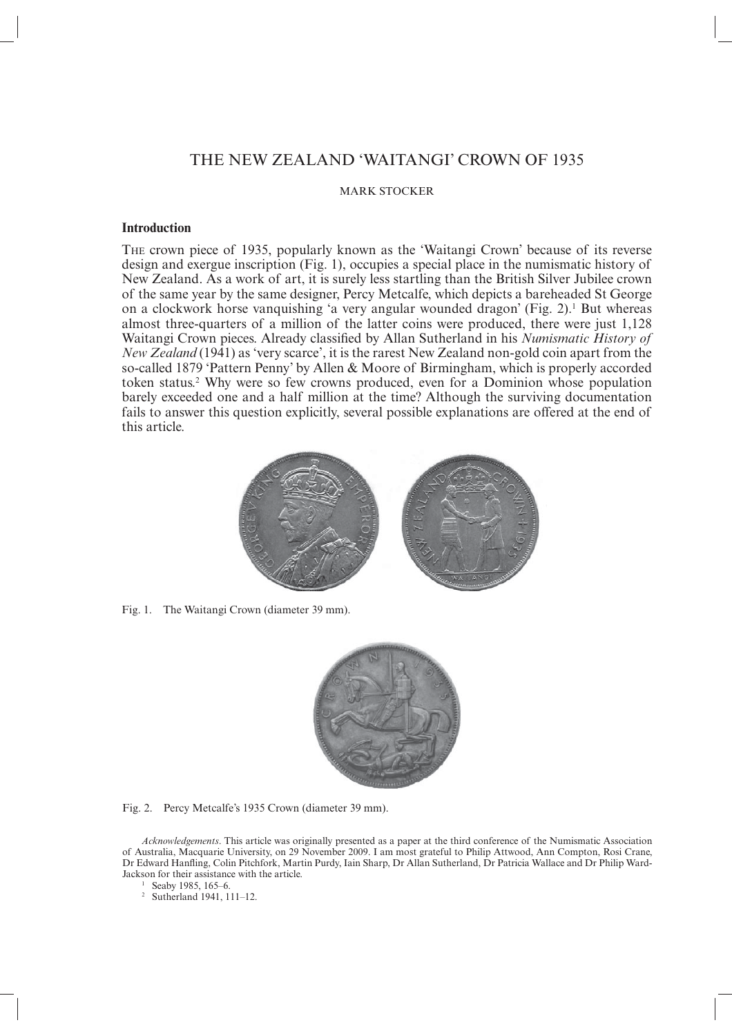# THE NEW ZEALAND 'WAITANGI' CROWN OF 1935

MARK STOCKER

## Introduction

THE crown piece of 1935, popularly known as the 'Waitangi Crown' because of its reverse design and exergue inscription (Fig. 1), occupies a special place in the numismatic history of New Zealand. As a work of art, it is surely less startling than the British Silver Jubilee crown of the same year by the same designer, Percy Metcalfe, which depicts a bareheaded St George on a clockwork horse vanquishing 'a very angular wounded dragon' (Fig. 2).[1] But whereas almost three-quarters of a million of the latter coins were produced, there were just 1,128 Waitangi Crown pieces. Already classified by Allan Sutherland in his *Numismatic History of New Zealand* (1941) as 'very scarce', it is the rarest New Zealand non-gold coin apart from the so-called 1879 'Pattern Penny' by Allen & Moore of Birmingham, which is properly accorded token status.[2] Why were so few crowns produced, even for a Dominion whose population barely exceeded one and a half million at the time? Although the surviving documentation fails to answer this question explicitly, several possible explanations are offered at the end of this article.

Fig. 1. The Waitangi Crown (diameter 39 mm).

Fig. 2. Percy Metcalfe's 1935 Crown (diameter 39 mm).

*Acknowledgements*. This article was originally presented as a paper at the third conference of the Numismatic Association of Australia, Macquarie University, on 29 November 2009. I am most grateful to Philip Attwood, Ann Compton, Rosi Crane, Dr Edward Hanfling, Colin Pitchfork, Martin Purdy, Iain Sharp, Dr Allan Sutherland, Dr Patricia Wallace and Dr Philip Ward-Jackson for their assistance with the article.

[1] Seaby 1985, 165–6.

[2] Sutherland 1941, 111–12.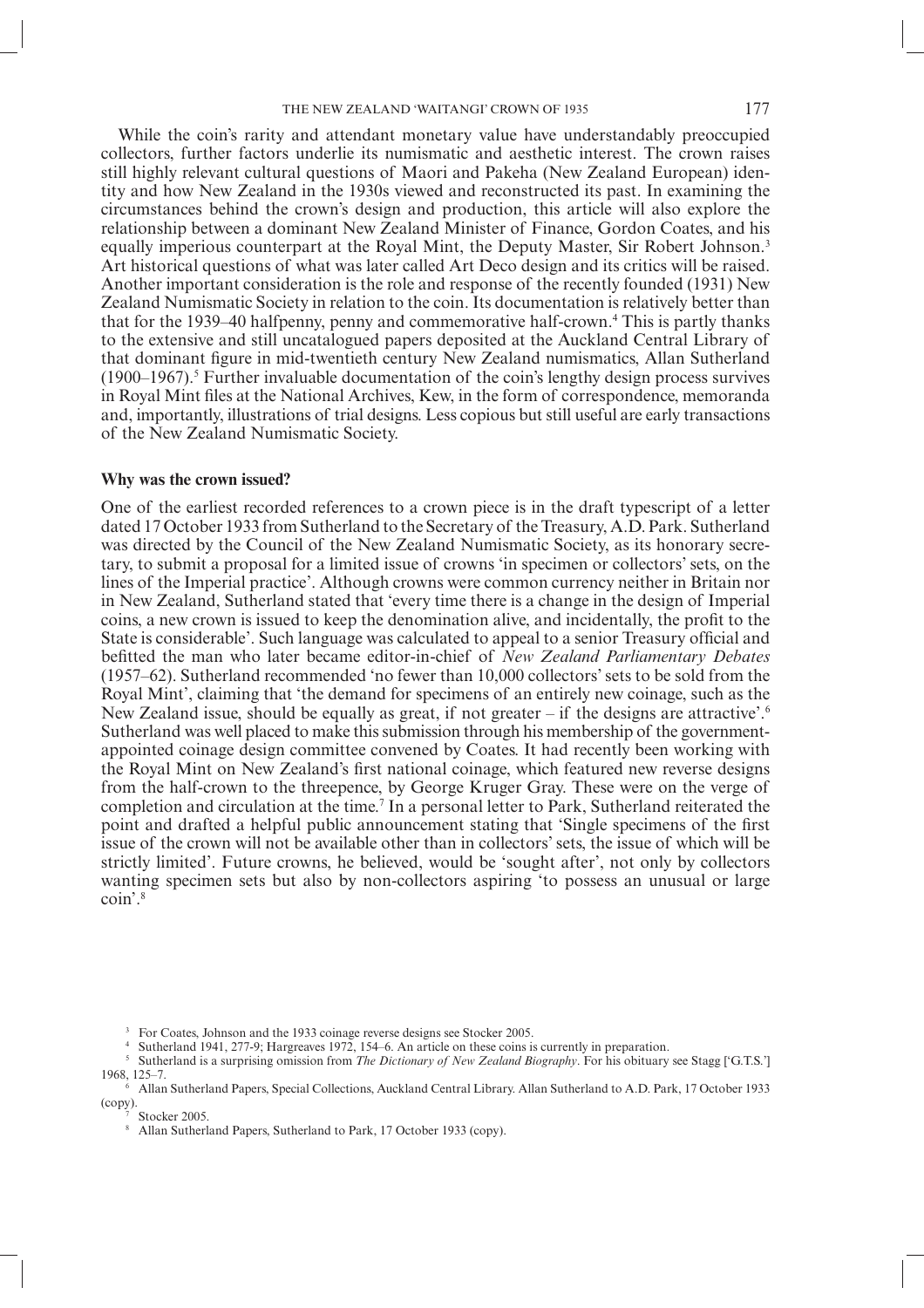While the coin's rarity and attendant monetary value have understandably preoccupied collectors, further factors underlie its numismatic and aesthetic interest. The crown raises still highly relevant cultural questions of Maori and Pakeha (New Zealand European) identity and how New Zealand in the 1930s viewed and reconstructed its past. In examining the circumstances behind the crown's design and production, this article will also explore the relationship between a dominant New Zealand Minister of Finance, Gordon Coates, and his equally imperious counterpart at the Royal Mint, the Deputy Master, Sir Robert Johnson.[3] Art historical questions of what was later called Art Deco design and its critics will be raised. Another important consideration is the role and response of the recently founded (1931) New Zealand Numismatic Society in relation to the coin. Its documentation is relatively better than that for the 1939–40 halfpenny, penny and commemorative half-crown.[4] This is partly thanks to the extensive and still uncatalogued papers deposited at the Auckland Central Library of that dominant figure in mid-twentieth century New Zealand numismatics, Allan Sutherland (1900–1967).[5] Further invaluable documentation of the coin's lengthy design process survives in Royal Mint files at the National Archives, Kew, in the form of correspondence, memoranda and, importantly, illustrations of trial designs. Less copious but still useful are early transactions of the New Zealand Numismatic Society.

## Why was the crown issued?

One of the earliest recorded references to a crown piece is in the draft typescript of a letter dated 17 October 1933 from Sutherland to the Secretary of the Treasury, A.D. Park. Sutherland was directed by the Council of the New Zealand Numismatic Society, as its honorary secretary, to submit a proposal for a limited issue of crowns 'in specimen or collectors' sets, on the lines of the Imperial practice'. Although crowns were common currency neither in Britain nor in New Zealand, Sutherland stated that 'every time there is a change in the design of Imperial coins, a new crown is issued to keep the denomination alive, and incidentally, the profit to the State is considerable'. Such language was calculated to appeal to a senior Treasury official and befitted the man who later became editor-in-chief of *New Zealand Parliamentary Debates* (1957–62). Sutherland recommended 'no fewer than 10,000 collectors' sets to be sold from the Royal Mint', claiming that 'the demand for specimens of an entirely new coinage, such as the New Zealand issue, should be equally as great, if not greater – if the designs are attractive'.[6] Sutherland was well placed to make this submission through his membership of the government-appointed coinage design committee convened by Coates. It had recently been working with the Royal Mint on New Zealand's first national coinage, which featured new reverse designs from the half-crown to the threepence, by George Kruger Gray. These were on the verge of completion and circulation at the time.[7] In a personal letter to Park, Sutherland reiterated the point and drafted a helpful public announcement stating that 'Single specimens of the first issue of the crown will not be available other than in collectors' sets, the issue of which will be strictly limited'. Future crowns, he believed, would be 'sought after', not only by collectors wanting specimen sets but also by non-collectors aspiring 'to possess an unusual or large coin'.[8]

[3] For Coates, Johnson and the 1933 coinage reverse designs see Stocker 2005.

[4] Sutherland 1941, 277-9; Hargreaves 1972, 154–6. An article on these coins is currently in preparation.

[5] Sutherland is a surprising omission from *The Dictionary of New Zealand Biography*. For his obituary see Stagg ['G.T.S.'] 1968, 125–7.

[6] Allan Sutherland Papers, Special Collections, Auckland Central Library. Allan Sutherland to A.D. Park, 17 October 1933 (copy).

[7] Stocker 2005.

[8] Allan Sutherland Papers, Sutherland to Park, 17 October 1933 (copy).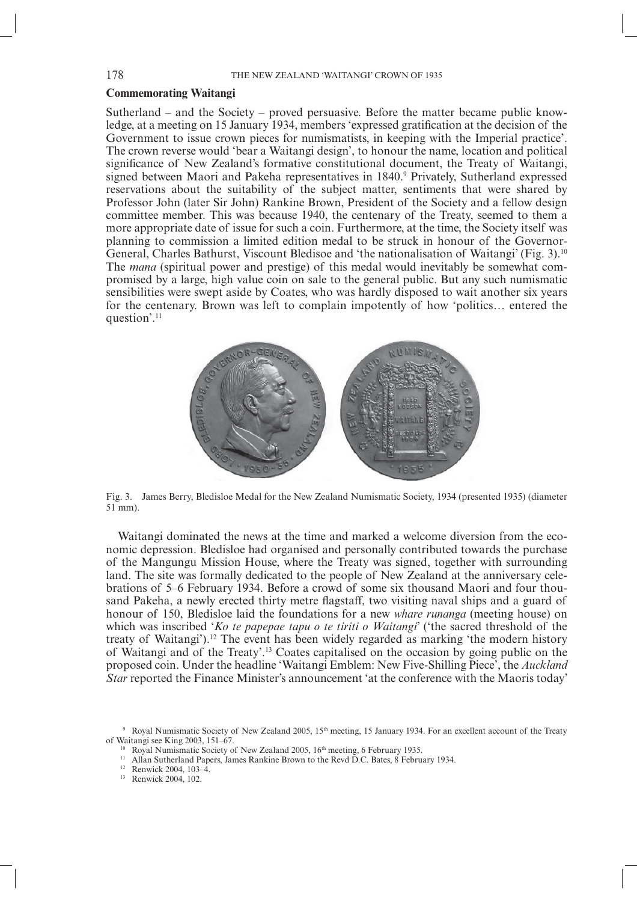## Commemorating Waitangi

Sutherland – and the Society – proved persuasive. Before the matter became public knowledge, at a meeting on 15 January 1934, members 'expressed gratification at the decision of the Government to issue crown pieces for numismatists, in keeping with the Imperial practice'. The crown reverse would 'bear a Waitangi design', to honour the name, location and political significance of New Zealand's formative constitutional document, the Treaty of Waitangi, signed between Maori and Pakeha representatives in 1840.[9] Privately, Sutherland expressed reservations about the suitability of the subject matter, sentiments that were shared by Professor John (later Sir John) Rankine Brown, President of the Society and a fellow design committee member. This was because 1940, the centenary of the Treaty, seemed to them a more appropriate date of issue for such a coin. Furthermore, at the time, the Society itself was planning to commission a limited edition medal to be struck in honour of the Governor-General, Charles Bathurst, Viscount Bledisoe and 'the nationalisation of Waitangi' (Fig. 3).[10] The *mana* (spiritual power and prestige) of this medal would inevitably be somewhat compromised by a large, high value coin on sale to the general public. But any such numismatic sensibilities were swept aside by Coates, who was hardly disposed to wait another six years for the centenary. Brown was left to complain impotently of how 'politics… entered the question'.[11]

Fig. 3. James Berry, Bledisloe Medal for the New Zealand Numismatic Society, 1934 (presented 1935) (diameter 51 mm).

Waitangi dominated the news at the time and marked a welcome diversion from the economic depression. Bledisloe had organised and personally contributed towards the purchase of the Mangungu Mission House, where the Treaty was signed, together with surrounding land. The site was formally dedicated to the people of New Zealand at the anniversary celebrations of 5–6 February 1934. Before a crowd of some six thousand Maori and four thousand Pakeha, a newly erected thirty metre flagstaff, two visiting naval ships and a guard of honour of 150, Bledisloe laid the foundations for a new *whare runanga* (meeting house) on which was inscribed '*Ko te papepae tapu o te tiriti o Waitangi*' ('the sacred threshold of the treaty of Waitangi').[12] The event has been widely regarded as marking 'the modern history of Waitangi and of the Treaty'.[13] Coates capitalised on the occasion by going public on the proposed coin. Under the headline 'Waitangi Emblem: New Five-Shilling Piece', the *Auckland Star* reported the Finance Minister's announcement 'at the conference with the Maoris today'

[9] Royal Numismatic Society of New Zealand 2005, 15th meeting, 15 January 1934. For an excellent account of the Treaty of Waitangi see King 2003, 151–67.

[10] Royal Numismatic Society of New Zealand 2005, 16th meeting, 6 February 1935.

[11] Allan Sutherland Papers, James Rankine Brown to the Revd D.C. Bates, 8 February 1934.

[12] Renwick 2004, 103–4.

[13] Renwick 2004, 102.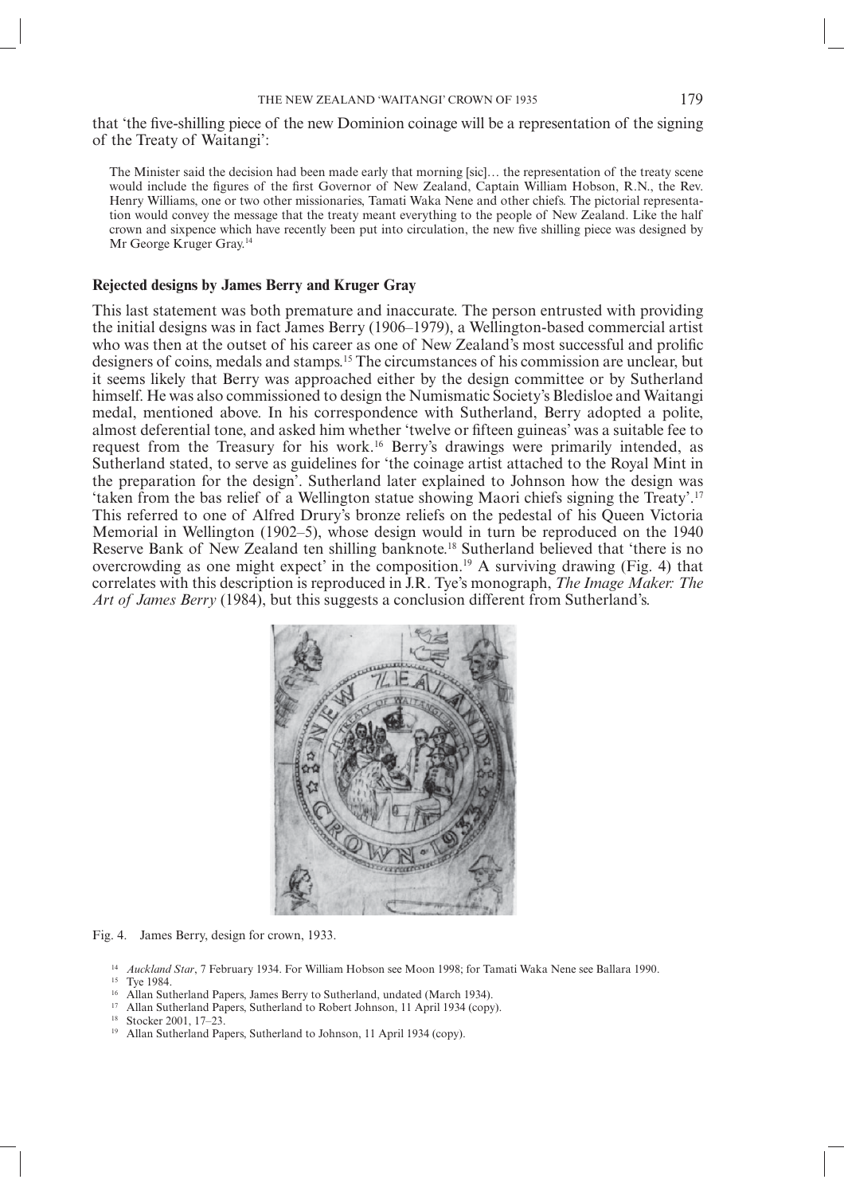that 'the five-shilling piece of the new Dominion coinage will be a representation of the signing of the Treaty of Waitangi':

> The Minister said the decision had been made early that morning [sic]… the representation of the treaty scene would include the figures of the first Governor of New Zealand, Captain William Hobson, R.N., the Rev. Henry Williams, one or two other missionaries, Tamati Waka Nene and other chiefs. The pictorial representation would convey the message that the treaty meant everything to the people of New Zealand. Like the half crown and sixpence which have recently been put into circulation, the new five shilling piece was designed by Mr George Kruger Gray.[14]

### Rejected designs by James Berry and Kruger Gray

This last statement was both premature and inaccurate. The person entrusted with providing the initial designs was in fact James Berry (1906–1979), a Wellington-based commercial artist who was then at the outset of his career as one of New Zealand's most successful and prolific designers of coins, medals and stamps.[15] The circumstances of his commission are unclear, but it seems likely that Berry was approached either by the design committee or by Sutherland himself. He was also commissioned to design the Numismatic Society's Bledisloe and Waitangi medal, mentioned above. In his correspondence with Sutherland, Berry adopted a polite, almost deferential tone, and asked him whether 'twelve or fifteen guineas' was a suitable fee to request from the Treasury for his work.[16] Berry's drawings were primarily intended, as Sutherland stated, to serve as guidelines for 'the coinage artist attached to the Royal Mint in the preparation for the design'. Sutherland later explained to Johnson how the design was 'taken from the bas relief of a Wellington statue showing Maori chiefs signing the Treaty'.[17] This referred to one of Alfred Drury's bronze reliefs on the pedestal of his Queen Victoria Memorial in Wellington (1902–5), whose design would in turn be reproduced on the 1940 Reserve Bank of New Zealand ten shilling banknote.[18] Sutherland believed that 'there is no overcrowding as one might expect' in the composition.[19] A surviving drawing (Fig. 4) that correlates with this description is reproduced in J.R. Tye's monograph, *The Image Maker: The Art of James Berry* (1984), but this suggests a conclusion different from Sutherland's.

Fig. 4. James Berry, design for crown, 1933.

[14] *Auckland Star*, 7 February 1934. For William Hobson see Moon 1998; for Tamati Waka Nene see Ballara 1990.

[15] Tye 1984.

[16] Allan Sutherland Papers, James Berry to Sutherland, undated (March 1934).

[17] Allan Sutherland Papers, Sutherland to Robert Johnson, 11 April 1934 (copy).

[18] Stocker 2001, 17–23.

[19] Allan Sutherland Papers, Sutherland to Johnson, 11 April 1934 (copy).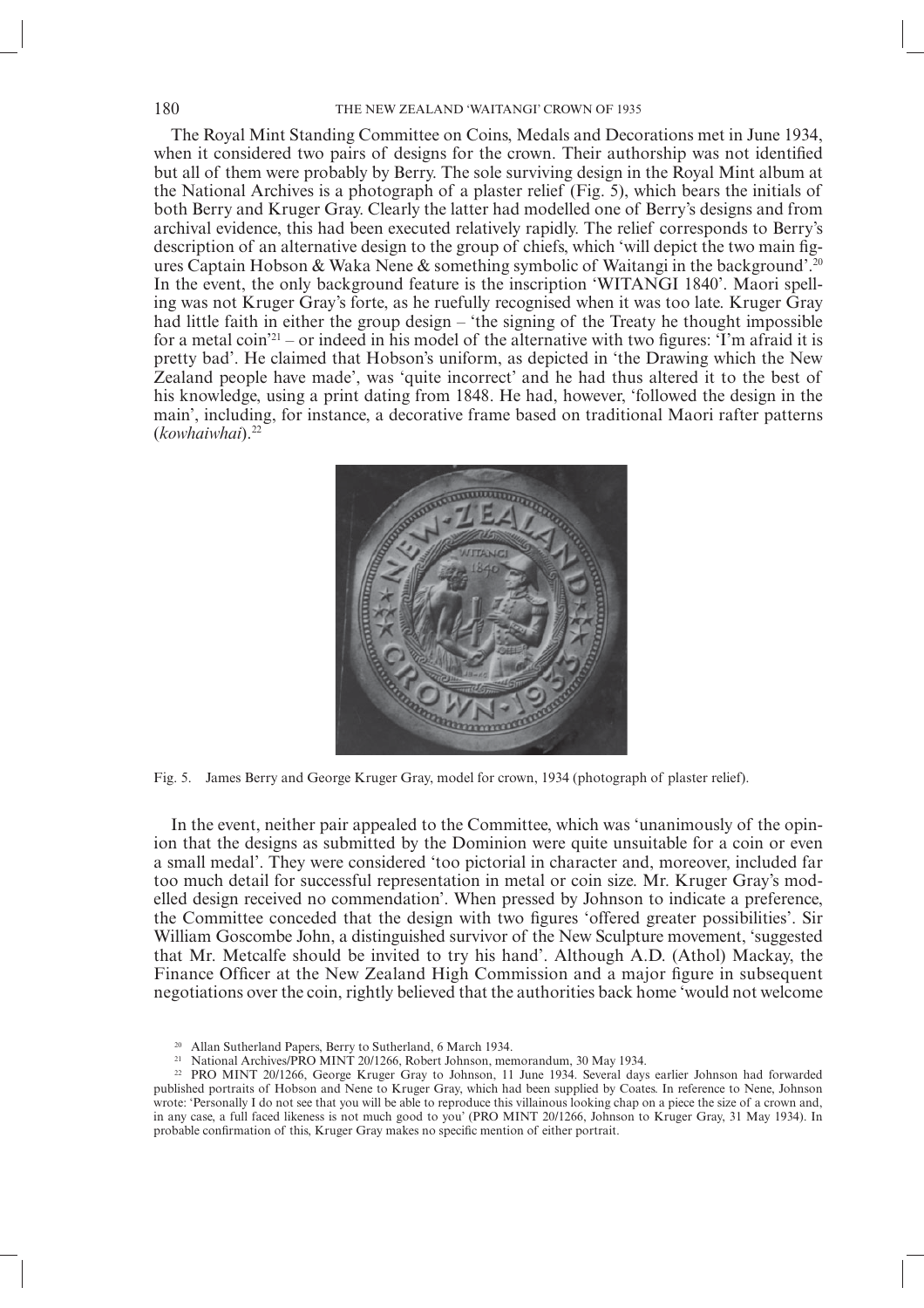The Royal Mint Standing Committee on Coins, Medals and Decorations met in June 1934, when it considered two pairs of designs for the crown. Their authorship was not identified but all of them were probably by Berry. The sole surviving design in the Royal Mint album at the National Archives is a photograph of a plaster relief (Fig. 5), which bears the initials of both Berry and Kruger Gray. Clearly the latter had modelled one of Berry's designs and from archival evidence, this had been executed relatively rapidly. The relief corresponds to Berry's description of an alternative design to the group of chiefs, which 'will depict the two main figures Captain Hobson & Waka Nene & something symbolic of Waitangi in the background'.[20] In the event, the only background feature is the inscription 'WITANGI 1840'. Maori spelling was not Kruger Gray's forte, as he ruefully recognised when it was too late. Kruger Gray had little faith in either the group design – 'the signing of the Treaty he thought impossible for a metal coin'[21] – or indeed in his model of the alternative with two figures: 'I'm afraid it is pretty bad'. He claimed that Hobson's uniform, as depicted in 'the Drawing which the New Zealand people have made', was 'quite incorrect' and he had thus altered it to the best of his knowledge, using a print dating from 1848. He had, however, 'followed the design in the main', including, for instance, a decorative frame based on traditional Maori rafter patterns (*kowhaiwhai*).[22]

Fig. 5. James Berry and George Kruger Gray, model for crown, 1934 (photograph of plaster relief).

In the event, neither pair appealed to the Committee, which was 'unanimously of the opinion that the designs as submitted by the Dominion were quite unsuitable for a coin or even a small medal'. They were considered 'too pictorial in character and, moreover, included far too much detail for successful representation in metal or coin size. Mr. Kruger Gray's modelled design received no commendation'. When pressed by Johnson to indicate a preference, the Committee conceded that the design with two figures 'offered greater possibilities'. Sir William Goscombe John, a distinguished survivor of the New Sculpture movement, 'suggested that Mr. Metcalfe should be invited to try his hand'. Although A.D. (Athol) Mackay, the Finance Officer at the New Zealand High Commission and a major figure in subsequent negotiations over the coin, rightly believed that the authorities back home 'would not welcome

[20] Allan Sutherland Papers, Berry to Sutherland, 6 March 1934.

[21] National Archives/PRO MINT 20/1266, Robert Johnson, memorandum, 30 May 1934.

[22] PRO MINT 20/1266, George Kruger Gray to Johnson, 11 June 1934. Several days earlier Johnson had forwarded published portraits of Hobson and Nene to Kruger Gray, which had been supplied by Coates. In reference to Nene, Johnson wrote: 'Personally I do not see that you will be able to reproduce this villainous looking chap on a piece the size of a crown and, in any case, a full faced likeness is not much good to you' (PRO MINT 20/1266, Johnson to Kruger Gray, 31 May 1934). In probable confirmation of this, Kruger Gray makes no specific mention of either portrait.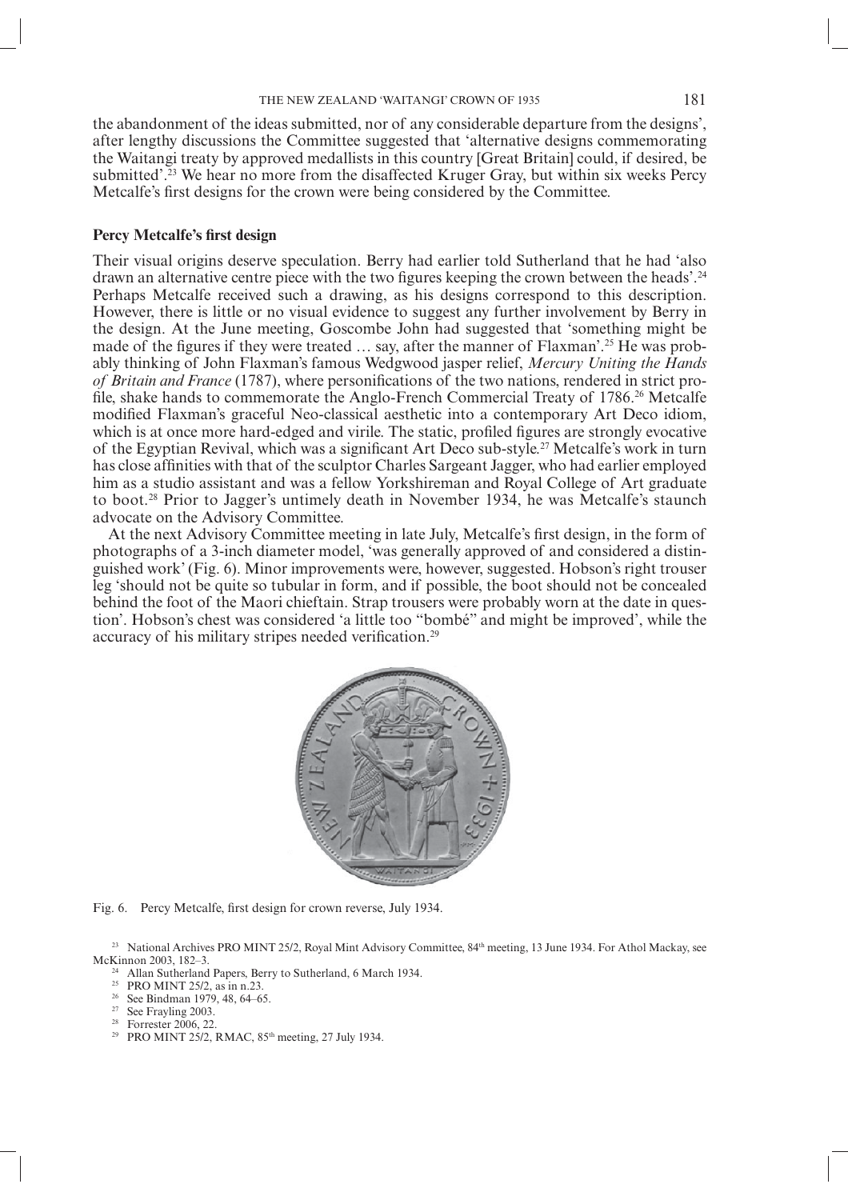the abandonment of the ideas submitted, nor of any considerable departure from the designs', after lengthy discussions the Committee suggested that 'alternative designs commemorating the Waitangi treaty by approved medallists in this country [Great Britain] could, if desired, be submitted'.[23] We hear no more from the disaffected Kruger Gray, but within six weeks Percy Metcalfe's first designs for the crown were being considered by the Committee.

### Percy Metcalfe's first design

Their visual origins deserve speculation. Berry had earlier told Sutherland that he had 'also drawn an alternative centre piece with the two figures keeping the crown between the heads'.[24] Perhaps Metcalfe received such a drawing, as his designs correspond to this description. However, there is little or no visual evidence to suggest any further involvement by Berry in the design. At the June meeting, Goscombe John had suggested that 'something might be made of the figures if they were treated … say, after the manner of Flaxman'.[25] He was probably thinking of John Flaxman's famous Wedgwood jasper relief, *Mercury Uniting the Hands of Britain and France* (1787), where personifications of the two nations, rendered in strict profile, shake hands to commemorate the Anglo-French Commercial Treaty of 1786.[26] Metcalfe modified Flaxman's graceful Neo-classical aesthetic into a contemporary Art Deco idiom, which is at once more hard-edged and virile. The static, profiled figures are strongly evocative of the Egyptian Revival, which was a significant Art Deco sub-style.[27] Metcalfe's work in turn has close affinities with that of the sculptor Charles Sargeant Jagger, who had earlier employed him as a studio assistant and was a fellow Yorkshireman and Royal College of Art graduate to boot.[28] Prior to Jagger's untimely death in November 1934, he was Metcalfe's staunch advocate on the Advisory Committee.

At the next Advisory Committee meeting in late July, Metcalfe's first design, in the form of photographs of a 3-inch diameter model, 'was generally approved of and considered a distinguished work' (Fig. 6). Minor improvements were, however, suggested. Hobson's right trouser leg 'should not be quite so tubular in form, and if possible, the boot should not be concealed behind the foot of the Maori chieftain. Strap trousers were probably worn at the date in question'. Hobson's chest was considered 'a little too "bombé" and might be improved', while the accuracy of his military stripes needed verification.[29]

Fig. 6. Percy Metcalfe, first design for crown reverse, July 1934.

[23] National Archives PRO MINT 25/2, Royal Mint Advisory Committee, 84th meeting, 13 June 1934. For Athol Mackay, see McKinnon 2003, 182–3.

[24] Allan Sutherland Papers, Berry to Sutherland, 6 March 1934.

[25] PRO MINT 25/2, as in n.23.

[26] See Bindman 1979, 48, 64–65.

[27] See Frayling 2003.

[28] Forrester 2006, 22.

[29] PRO MINT 25/2, RMAC, 85th meeting, 27 July 1934.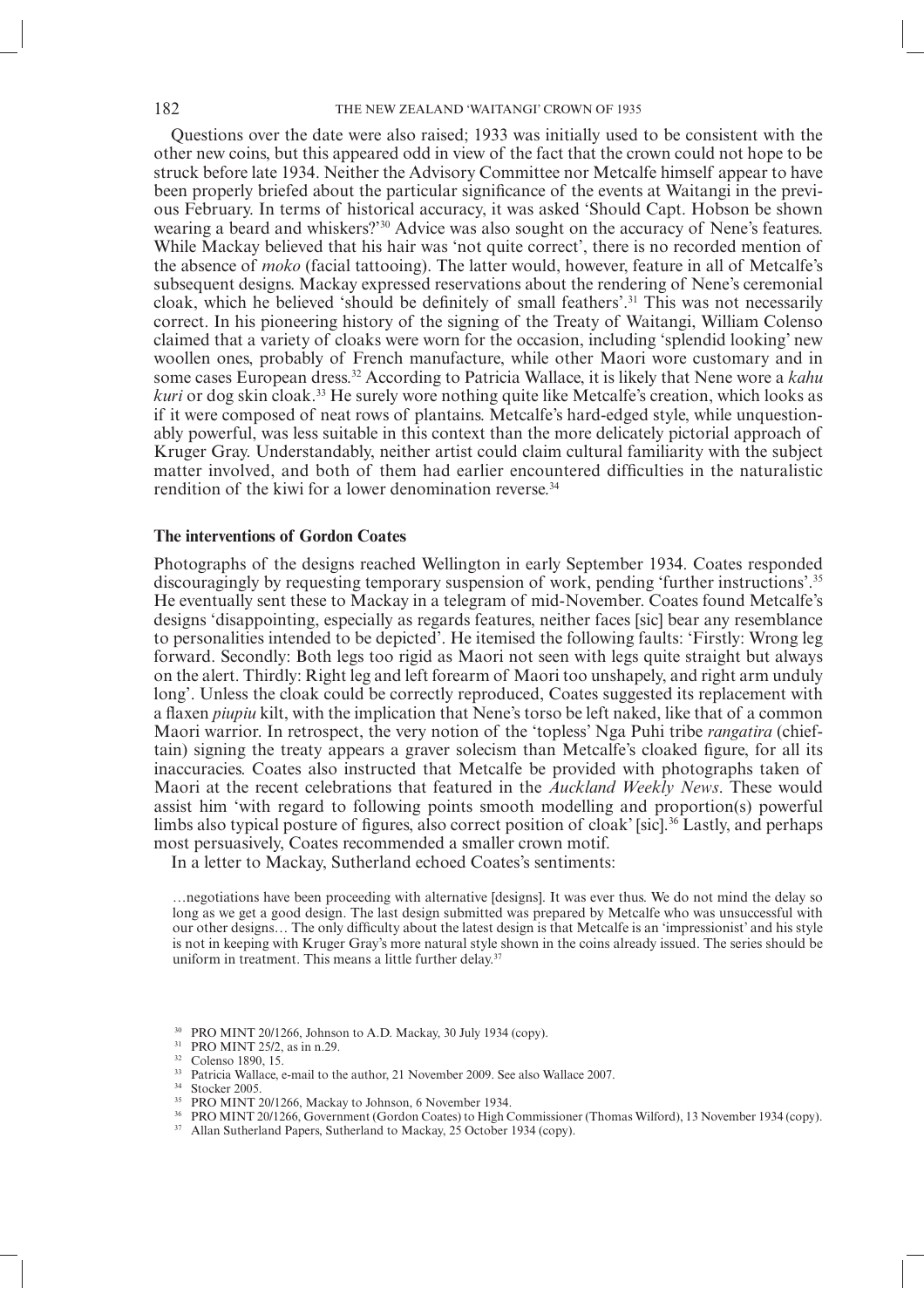Questions over the date were also raised; 1933 was initially used to be consistent with the other new coins, but this appeared odd in view of the fact that the crown could not hope to be struck before late 1934. Neither the Advisory Committee nor Metcalfe himself appear to have been properly briefed about the particular significance of the events at Waitangi in the previous February. In terms of historical accuracy, it was asked 'Should Capt. Hobson be shown wearing a beard and whiskers?'[30] Advice was also sought on the accuracy of Nene's features. While Mackay believed that his hair was 'not quite correct', there is no recorded mention of the absence of *moko* (facial tattooing). The latter would, however, feature in all of Metcalfe's subsequent designs. Mackay expressed reservations about the rendering of Nene's ceremonial cloak, which he believed 'should be definitely of small feathers'.[31] This was not necessarily correct. In his pioneering history of the signing of the Treaty of Waitangi, William Colenso claimed that a variety of cloaks were worn for the occasion, including 'splendid looking' new woollen ones, probably of French manufacture, while other Maori wore customary and in some cases European dress.[32] According to Patricia Wallace, it is likely that Nene wore a *kahu kuri* or dog skin cloak.[33] He surely wore nothing quite like Metcalfe's creation, which looks as if it were composed of neat rows of plantains. Metcalfe's hard-edged style, while unquestionably powerful, was less suitable in this context than the more delicately pictorial approach of Kruger Gray. Understandably, neither artist could claim cultural familiarity with the subject matter involved, and both of them had earlier encountered difficulties in the naturalistic rendition of the kiwi for a lower denomination reverse.[34]

**The interventions of Gordon Coates**

Photographs of the designs reached Wellington in early September 1934. Coates responded discouragingly by requesting temporary suspension of work, pending 'further instructions'.[35] He eventually sent these to Mackay in a telegram of mid-November. Coates found Metcalfe's designs 'disappointing, especially as regards features, neither faces [sic] bear any resemblance to personalities intended to be depicted'. He itemised the following faults: 'Firstly: Wrong leg forward. Secondly: Both legs too rigid as Maori not seen with legs quite straight but always on the alert. Thirdly: Right leg and left forearm of Maori too unshapely, and right arm unduly long'. Unless the cloak could be correctly reproduced, Coates suggested its replacement with a flaxen *piupiu* kilt, with the implication that Nene's torso be left naked, like that of a common Maori warrior. In retrospect, the very notion of the 'topless' Nga Puhi tribe *rangatira* (chieftain) signing the treaty appears a graver solecism than Metcalfe's cloaked figure, for all its inaccuracies. Coates also instructed that Metcalfe be provided with photographs taken of Maori at the recent celebrations that featured in the *Auckland Weekly News*. These would assist him 'with regard to following points smooth modelling and proportion(s) powerful limbs also typical posture of figures, also correct position of cloak' [sic].[36] Lastly, and perhaps most persuasively, Coates recommended a smaller crown motif.

In a letter to Mackay, Sutherland echoed Coates's sentiments:

> …negotiations have been proceeding with alternative [designs]. It was ever thus. We do not mind the delay so long as we get a good design. The last design submitted was prepared by Metcalfe who was unsuccessful with our other designs… The only difficulty about the latest design is that Metcalfe is an 'impressionist' and his style is not in keeping with Kruger Gray's more natural style shown in the coins already issued. The series should be uniform in treatment. This means a little further delay.[37]

[30] PRO MINT 20/1266, Johnson to A.D. Mackay, 30 July 1934 (copy).
[31] PRO MINT 25/2, as in n.29.
[32] Colenso 1890, 15.
[33] Patricia Wallace, e-mail to the author, 21 November 2009. See also Wallace 2007.
[34] Stocker 2005.
[35] PRO MINT 20/1266, Mackay to Johnson, 6 November 1934.
[36] PRO MINT 20/1266, Government (Gordon Coates) to High Commissioner (Thomas Wilford), 13 November 1934 (copy).
[37] Allan Sutherland Papers, Sutherland to Mackay, 25 October 1934 (copy).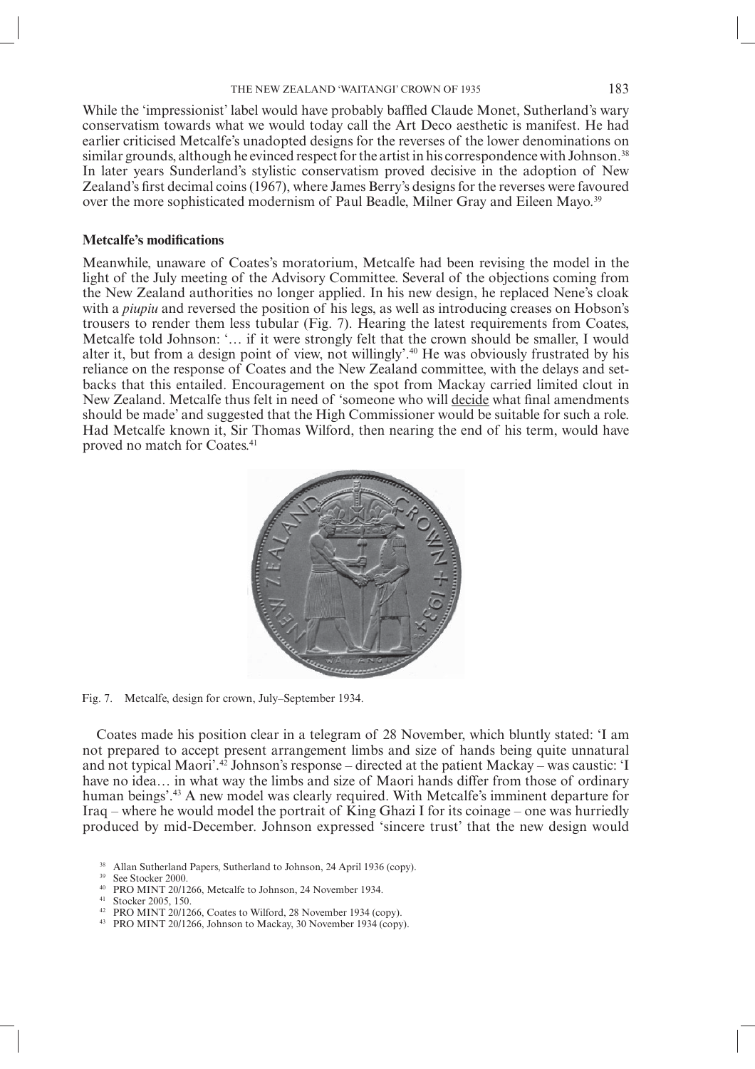While the 'impressionist' label would have probably baffled Claude Monet, Sutherland's wary conservatism towards what we would today call the Art Deco aesthetic is manifest. He had earlier criticised Metcalfe's unadopted designs for the reverses of the lower denominations on similar grounds, although he evinced respect for the artist in his correspondence with Johnson.[38] In later years Sunderland's stylistic conservatism proved decisive in the adoption of New Zealand's first decimal coins (1967), where James Berry's designs for the reverses were favoured over the more sophisticated modernism of Paul Beadle, Milner Gray and Eileen Mayo.[39]

### Metcalfe's modifications

Meanwhile, unaware of Coates's moratorium, Metcalfe had been revising the model in the light of the July meeting of the Advisory Committee. Several of the objections coming from the New Zealand authorities no longer applied. In his new design, he replaced Nene's cloak with a *piupiu* and reversed the position of his legs, as well as introducing creases on Hobson's trousers to render them less tubular (Fig. 7). Hearing the latest requirements from Coates, Metcalfe told Johnson: '… if it were strongly felt that the crown should be smaller, I would alter it, but from a design point of view, not willingly'.[40] He was obviously frustrated by his reliance on the response of Coates and the New Zealand committee, with the delays and setbacks that this entailed. Encouragement on the spot from Mackay carried limited clout in New Zealand. Metcalfe thus felt in need of 'someone who will decide what final amendments should be made' and suggested that the High Commissioner would be suitable for such a role. Had Metcalfe known it, Sir Thomas Wilford, then nearing the end of his term, would have proved no match for Coates.[41]

Fig. 7. Metcalfe, design for crown, July–September 1934.

Coates made his position clear in a telegram of 28 November, which bluntly stated: 'I am not prepared to accept present arrangement limbs and size of hands being quite unnatural and not typical Maori'.[42] Johnson's response – directed at the patient Mackay – was caustic: 'I have no idea… in what way the limbs and size of Maori hands differ from those of ordinary human beings'.[43] A new model was clearly required. With Metcalfe's imminent departure for Iraq – where he would model the portrait of King Ghazi I for its coinage – one was hurriedly produced by mid-December. Johnson expressed 'sincere trust' that the new design would

[38] Allan Sutherland Papers, Sutherland to Johnson, 24 April 1936 (copy).

[39] See Stocker 2000.

[40] PRO MINT 20/1266, Metcalfe to Johnson, 24 November 1934.

[41] Stocker 2005, 150.

[42] PRO MINT 20/1266, Coates to Wilford, 28 November 1934 (copy).

[43] PRO MINT 20/1266, Johnson to Mackay, 30 November 1934 (copy).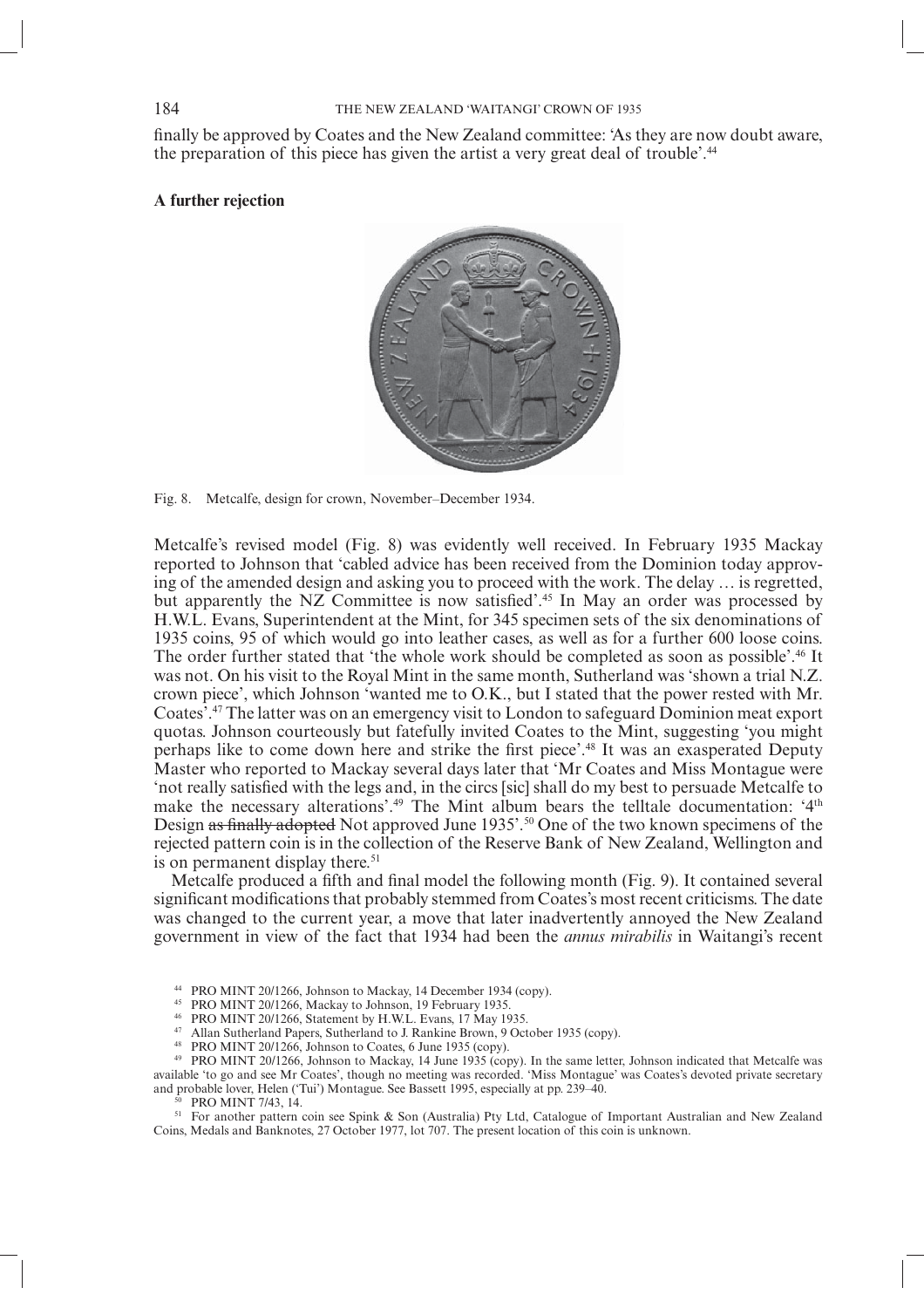finally be approved by Coates and the New Zealand committee: 'As they are now doubt aware, the preparation of this piece has given the artist a very great deal of trouble'.[44]

### A further rejection

Fig. 8. Metcalfe, design for crown, November–December 1934.

Metcalfe's revised model (Fig. 8) was evidently well received. In February 1935 Mackay reported to Johnson that 'cabled advice has been received from the Dominion today approving of the amended design and asking you to proceed with the work. The delay … is regretted, but apparently the NZ Committee is now satisfied'.[45] In May an order was processed by H.W.L. Evans, Superintendent at the Mint, for 345 specimen sets of the six denominations of 1935 coins, 95 of which would go into leather cases, as well as for a further 600 loose coins. The order further stated that 'the whole work should be completed as soon as possible'.[46] It was not. On his visit to the Royal Mint in the same month, Sutherland was 'shown a trial N.Z. crown piece', which Johnson 'wanted me to O.K., but I stated that the power rested with Mr. Coates'.[47] The latter was on an emergency visit to London to safeguard Dominion meat export quotas. Johnson courteously but fatefully invited Coates to the Mint, suggesting 'you might perhaps like to come down here and strike the first piece'.[48] It was an exasperated Deputy Master who reported to Mackay several days later that 'Mr Coates and Miss Montague were 'not really satisfied with the legs and, in the circs [sic] shall do my best to persuade Metcalfe to make the necessary alterations'.[49] The Mint album bears the telltale documentation: '4th Design ~~as finally adopted~~ Not approved June 1935'.[50] One of the two known specimens of the rejected pattern coin is in the collection of the Reserve Bank of New Zealand, Wellington and is on permanent display there.[51]

Metcalfe produced a fifth and final model the following month (Fig. 9). It contained several significant modifications that probably stemmed from Coates's most recent criticisms. The date was changed to the current year, a move that later inadvertently annoyed the New Zealand government in view of the fact that 1934 had been the *annus mirabilis* in Waitangi's recent

[44] PRO MINT 20/1266, Johnson to Mackay, 14 December 1934 (copy).

[45] PRO MINT 20/1266, Mackay to Johnson, 19 February 1935.

[46] PRO MINT 20/1266, Statement by H.W.L. Evans, 17 May 1935.

[47] Allan Sutherland Papers, Sutherland to J. Rankine Brown, 9 October 1935 (copy).

[48] PRO MINT 20/1266, Johnson to Coates, 6 June 1935 (copy).

[49] PRO MINT 20/1266, Johnson to Mackay, 14 June 1935 (copy). In the same letter, Johnson indicated that Metcalfe was available 'to go and see Mr Coates', though no meeting was recorded. 'Miss Montague' was Coates's devoted private secretary and probable lover, Helen ('Tui') Montague. See Bassett 1995, especially at pp. 239–40.

[50] PRO MINT 7/43, 14.

[51] For another pattern coin see Spink & Son (Australia) Pty Ltd, Catalogue of Important Australian and New Zealand Coins, Medals and Banknotes, 27 October 1977, lot 707. The present location of this coin is unknown.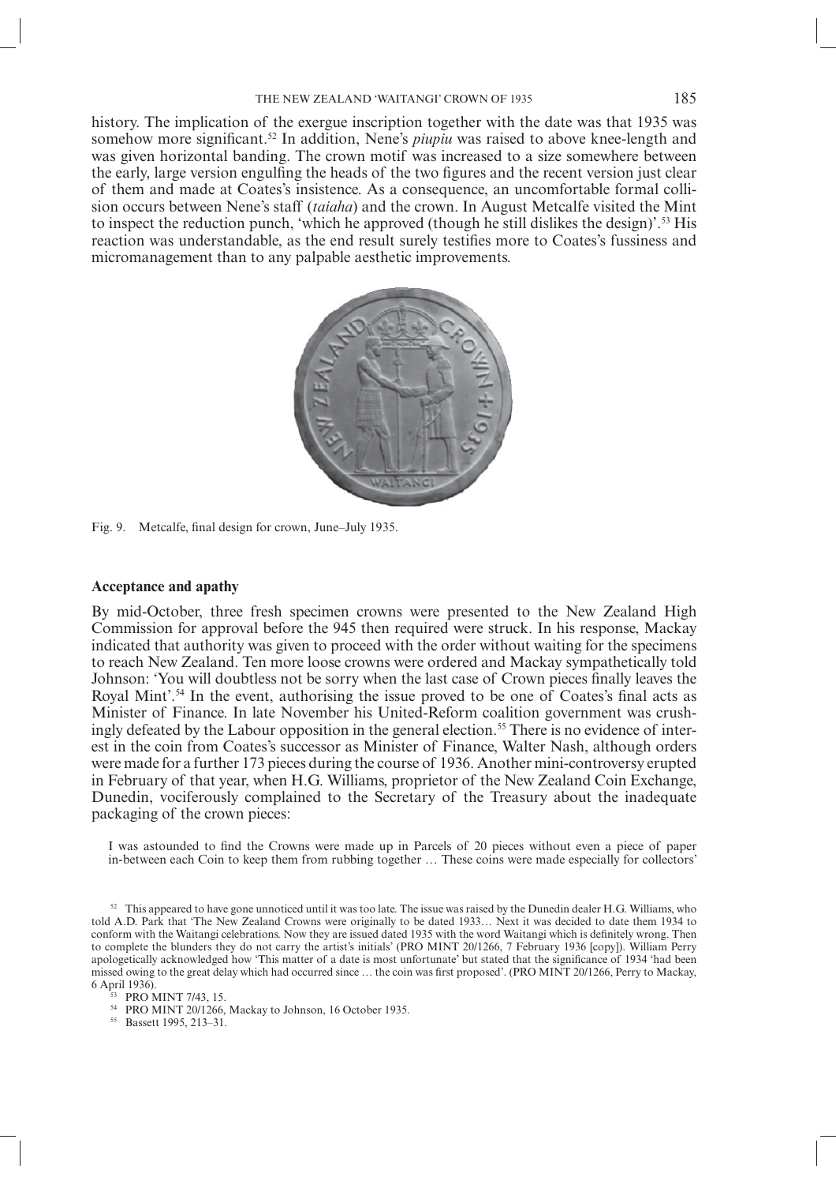history. The implication of the exergue inscription together with the date was that 1935 was somehow more significant.[52] In addition, Nene's *piupiu* was raised to above knee-length and was given horizontal banding. The crown motif was increased to a size somewhere between the early, large version engulfing the heads of the two figures and the recent version just clear of them and made at Coates's insistence. As a consequence, an uncomfortable formal collision occurs between Nene's staff (*taiaha*) and the crown. In August Metcalfe visited the Mint to inspect the reduction punch, 'which he approved (though he still dislikes the design)'.[53] His reaction was understandable, as the end result surely testifies more to Coates's fussiness and micromanagement than to any palpable aesthetic improvements.

Fig. 9. Metcalfe, final design for crown, June–July 1935.

## Acceptance and apathy

By mid-October, three fresh specimen crowns were presented to the New Zealand High Commission for approval before the 945 then required were struck. In his response, Mackay indicated that authority was given to proceed with the order without waiting for the specimens to reach New Zealand. Ten more loose crowns were ordered and Mackay sympathetically told Johnson: 'You will doubtless not be sorry when the last case of Crown pieces finally leaves the Royal Mint'.[54] In the event, authorising the issue proved to be one of Coates's final acts as Minister of Finance. In late November his United-Reform coalition government was crushingly defeated by the Labour opposition in the general election.[55] There is no evidence of interest in the coin from Coates's successor as Minister of Finance, Walter Nash, although orders were made for a further 173 pieces during the course of 1936. Another mini-controversy erupted in February of that year, when H.G. Williams, proprietor of the New Zealand Coin Exchange, Dunedin, vociferously complained to the Secretary of the Treasury about the inadequate packaging of the crown pieces:

> I was astounded to find the Crowns were made up in Parcels of 20 pieces without even a piece of paper in-between each Coin to keep them from rubbing together … These coins were made especially for collectors'

---

[52] This appeared to have gone unnoticed until it was too late. The issue was raised by the Dunedin dealer H.G. Williams, who told A.D. Park that 'The New Zealand Crowns were originally to be dated 1933… Next it was decided to date them 1934 to conform with the Waitangi celebrations. Now they are issued dated 1935 with the word Waitangi which is definitely wrong. Then to complete the blunders they do not carry the artist's initials' (PRO MINT 20/1266, 7 February 1936 [copy]). William Perry apologetically acknowledged how 'This matter of a date is most unfortunate' but stated that the significance of 1934 'had been missed owing to the great delay which had occurred since … the coin was first proposed'. (PRO MINT 20/1266, Perry to Mackay, 6 April 1936).

[53] PRO MINT 7/43, 15.

[54] PRO MINT 20/1266, Mackay to Johnson, 16 October 1935.

[55] Bassett 1995, 213–31.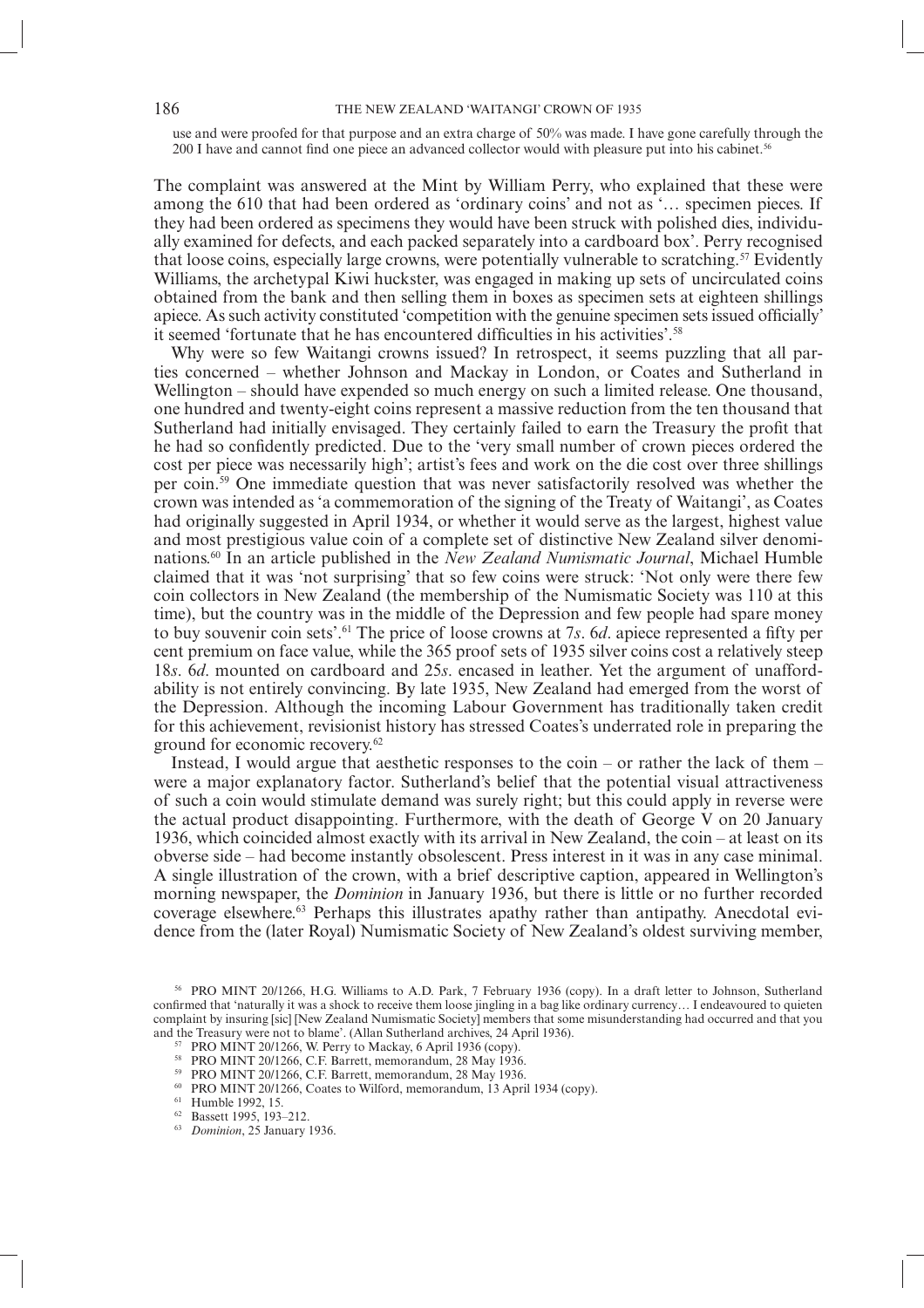use and were proofed for that purpose and an extra charge of 50% was made. I have gone carefully through the 200 I have and cannot find one piece an advanced collector would with pleasure put into his cabinet.[56]

The complaint was answered at the Mint by William Perry, who explained that these were among the 610 that had been ordered as 'ordinary coins' and not as '… specimen pieces. If they had been ordered as specimens they would have been struck with polished dies, individually examined for defects, and each packed separately into a cardboard box'. Perry recognised that loose coins, especially large crowns, were potentially vulnerable to scratching.[57] Evidently Williams, the archetypal Kiwi huckster, was engaged in making up sets of uncirculated coins obtained from the bank and then selling them in boxes as specimen sets at eighteen shillings apiece. As such activity constituted 'competition with the genuine specimen sets issued officially' it seemed 'fortunate that he has encountered difficulties in his activities'.[58]

Why were so few Waitangi crowns issued? In retrospect, it seems puzzling that all parties concerned – whether Johnson and Mackay in London, or Coates and Sutherland in Wellington – should have expended so much energy on such a limited release. One thousand, one hundred and twenty-eight coins represent a massive reduction from the ten thousand that Sutherland had initially envisaged. They certainly failed to earn the Treasury the profit that he had so confidently predicted. Due to the 'very small number of crown pieces ordered the cost per piece was necessarily high'; artist's fees and work on the die cost over three shillings per coin.[59] One immediate question that was never satisfactorily resolved was whether the crown was intended as 'a commemoration of the signing of the Treaty of Waitangi', as Coates had originally suggested in April 1934, or whether it would serve as the largest, highest value and most prestigious value coin of a complete set of distinctive New Zealand silver denominations.[60] In an article published in the *New Zealand Numismatic Journal*, Michael Humble claimed that it was 'not surprising' that so few coins were struck: 'Not only were there few coin collectors in New Zealand (the membership of the Numismatic Society was 110 at this time), but the country was in the middle of the Depression and few people had spare money to buy souvenir coin sets'.[61] The price of loose crowns at 7*s*. 6*d*. apiece represented a fifty per cent premium on face value, while the 365 proof sets of 1935 silver coins cost a relatively steep 18*s*. 6*d*. mounted on cardboard and 25*s*. encased in leather. Yet the argument of unaffordability is not entirely convincing. By late 1935, New Zealand had emerged from the worst of the Depression. Although the incoming Labour Government has traditionally taken credit for this achievement, revisionist history has stressed Coates's underrated role in preparing the ground for economic recovery.[62]

Instead, I would argue that aesthetic responses to the coin – or rather the lack of them – were a major explanatory factor. Sutherland's belief that the potential visual attractiveness of such a coin would stimulate demand was surely right; but this could apply in reverse were the actual product disappointing. Furthermore, with the death of George V on 20 January 1936, which coincided almost exactly with its arrival in New Zealand, the coin – at least on its obverse side – had become instantly obsolescent. Press interest in it was in any case minimal. A single illustration of the crown, with a brief descriptive caption, appeared in Wellington's morning newspaper, the *Dominion* in January 1936, but there is little or no further recorded coverage elsewhere.[63] Perhaps this illustrates apathy rather than antipathy. Anecdotal evidence from the (later Royal) Numismatic Society of New Zealand's oldest surviving member,

---

[56] PRO MINT 20/1266, H.G. Williams to A.D. Park, 7 February 1936 (copy). In a draft letter to Johnson, Sutherland confirmed that 'naturally it was a shock to receive them loose jingling in a bag like ordinary currency… I endeavoured to quieten complaint by insuring [sic] [New Zealand Numismatic Society] members that some misunderstanding had occurred and that you and the Treasury were not to blame'. (Allan Sutherland archives, 24 April 1936).

[57] PRO MINT 20/1266, W. Perry to Mackay, 6 April 1936 (copy).

[58] PRO MINT 20/1266, C.F. Barrett, memorandum, 28 May 1936.

[59] PRO MINT 20/1266, C.F. Barrett, memorandum, 28 May 1936.

[60] PRO MINT 20/1266, Coates to Wilford, memorandum, 13 April 1934 (copy).

[61] Humble 1992, 15.

[62] Bassett 1995, 193–212.

[63] *Dominion*, 25 January 1936.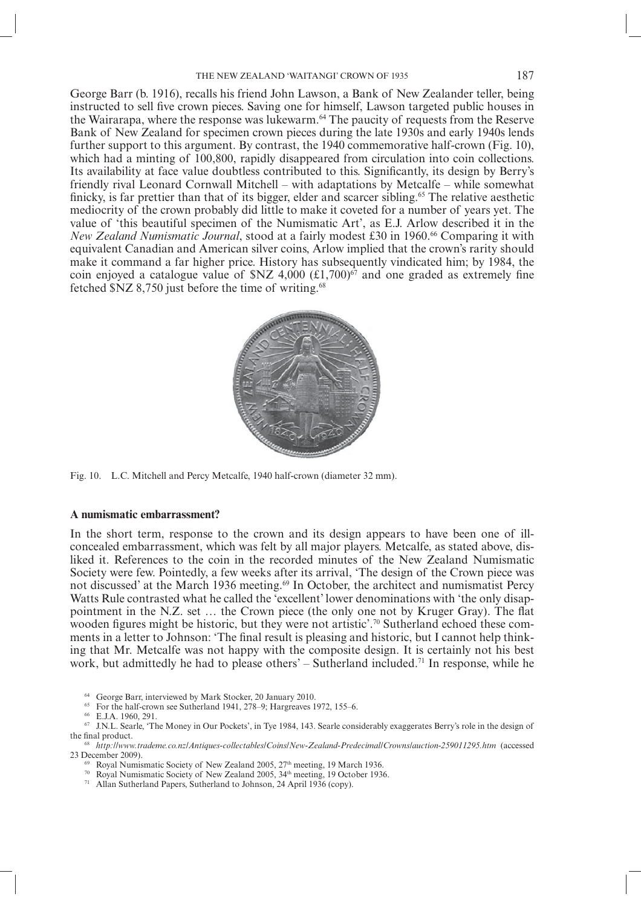George Barr (b. 1916), recalls his friend John Lawson, a Bank of New Zealander teller, being instructed to sell five crown pieces. Saving one for himself, Lawson targeted public houses in the Wairarapa, where the response was lukewarm.[64] The paucity of requests from the Reserve Bank of New Zealand for specimen crown pieces during the late 1930s and early 1940s lends further support to this argument. By contrast, the 1940 commemorative half-crown (Fig. 10), which had a minting of 100,800, rapidly disappeared from circulation into coin collections. Its availability at face value doubtless contributed to this. Significantly, its design by Berry's friendly rival Leonard Cornwall Mitchell – with adaptations by Metcalfe – while somewhat finicky, is far prettier than that of its bigger, elder and scarcer sibling.[65] The relative aesthetic mediocrity of the crown probably did little to make it coveted for a number of years yet. The value of 'this beautiful specimen of the Numismatic Art', as E.J. Arlow described it in the *New Zealand Numismatic Journal*, stood at a fairly modest £30 in 1960.[66] Comparing it with equivalent Canadian and American silver coins, Arlow implied that the crown's rarity should make it command a far higher price. History has subsequently vindicated him; by 1984, the coin enjoyed a catalogue value of $NZ 4,000 (£1,700)[67] and one graded as extremely fine fetched $NZ 8,750 just before the time of writing.[68]

Fig. 10. L.C. Mitchell and Percy Metcalfe, 1940 half-crown (diameter 32 mm).

## A numismatic embarrassment?

In the short term, response to the crown and its design appears to have been one of ill-concealed embarrassment, which was felt by all major players. Metcalfe, as stated above, disliked it. References to the coin in the recorded minutes of the New Zealand Numismatic Society were few. Pointedly, a few weeks after its arrival, 'The design of the Crown piece was not discussed' at the March 1936 meeting.[69] In October, the architect and numismatist Percy Watts Rule contrasted what he called the 'excellent' lower denominations with 'the only disappointment in the N.Z. set … the Crown piece (the only one not by Kruger Gray). The flat wooden figures might be historic, but they were not artistic'.[70] Sutherland echoed these comments in a letter to Johnson: 'The final result is pleasing and historic, but I cannot help thinking that Mr. Metcalfe was not happy with the composite design. It is certainly not his best work, but admittedly he had to please others' – Sutherland included.[71] In response, while he

[64] George Barr, interviewed by Mark Stocker, 20 January 2010.

[65] For the half-crown see Sutherland 1941, 278–9; Hargreaves 1972, 155–6.

[66] E.J.A. 1960, 291.

[67] J.N.L. Searle, 'The Money in Our Pockets', in Tye 1984, 143. Searle considerably exaggerates Berry's role in the design of the final product.

[68] *http://www.trademe.co.nz/Antiques-collectables/Coins/New-Zealand-Predecimal/Crowns/auction-259011295.htm* (accessed 23 December 2009).

[69] Royal Numismatic Society of New Zealand 2005, 27th meeting, 19 March 1936.

[70] Royal Numismatic Society of New Zealand 2005, 34th meeting, 19 October 1936.

[71] Allan Sutherland Papers, Sutherland to Johnson, 24 April 1936 (copy).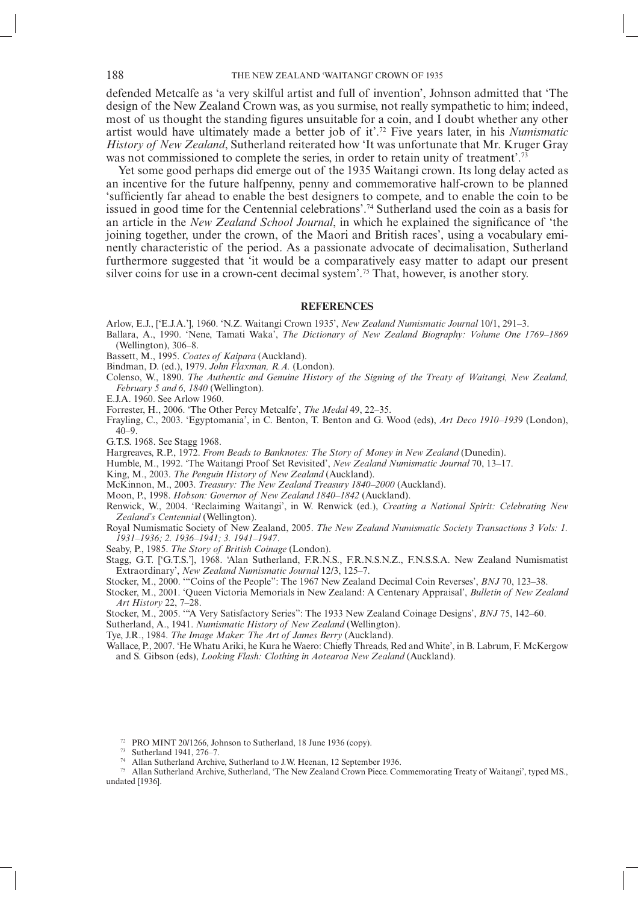defended Metcalfe as 'a very skilful artist and full of invention', Johnson admitted that 'The design of the New Zealand Crown was, as you surmise, not really sympathetic to him; indeed, most of us thought the standing figures unsuitable for a coin, and I doubt whether any other artist would have ultimately made a better job of it'.[72] Five years later, in his *Numismatic History of New Zealand*, Sutherland reiterated how 'It was unfortunate that Mr. Kruger Gray was not commissioned to complete the series, in order to retain unity of treatment'.[73]

Yet some good perhaps did emerge out of the 1935 Waitangi crown. Its long delay acted as an incentive for the future halfpenny, penny and commemorative half-crown to be planned 'sufficiently far ahead to enable the best designers to compete, and to enable the coin to be issued in good time for the Centennial celebrations'.[74] Sutherland used the coin as a basis for an article in the *New Zealand School Journal*, in which he explained the significance of 'the joining together, under the crown, of the Maori and British races', using a vocabulary eminently characteristic of the period. As a passionate advocate of decimalisation, Sutherland furthermore suggested that 'it would be a comparatively easy matter to adapt our present silver coins for use in a crown-cent decimal system'.[75] That, however, is another story.

## REFERENCES

Arlow, E.J., ['E.J.A.'], 1960. 'N.Z. Waitangi Crown 1935', *New Zealand Numismatic Journal* 10/1, 291–3.

Ballara, A., 1990. 'Nene, Tamati Waka', *The Dictionary of New Zealand Biography: Volume One 1769–1869* (Wellington), 306–8.

Bassett, M., 1995. *Coates of Kaipara* (Auckland).

Bindman, D. (ed.), 1979. *John Flaxman, R.A.* (London).

Colenso, W., 1890. *The Authentic and Genuine History of the Signing of the Treaty of Waitangi, New Zealand, February 5 and 6, 1840* (Wellington).

E.J.A. 1960. See Arlow 1960.

Forrester, H., 2006. 'The Other Percy Metcalfe', *The Medal* 49, 22–35.

Frayling, C., 2003. 'Egyptomania', in C. Benton, T. Benton and G. Wood (eds), *Art Deco 1910–1939* (London), 40–9.

G.T.S. 1968. See Stagg 1968.

Hargreaves, R.P., 1972. *From Beads to Banknotes: The Story of Money in New Zealand* (Dunedin).

Humble, M., 1992. 'The Waitangi Proof Set Revisited', *New Zealand Numismatic Journal* 70, 13–17.

King, M., 2003. *The Penguin History of New Zealand* (Auckland).

McKinnon, M., 2003. *Treasury: The New Zealand Treasury 1840–2000* (Auckland).

Moon, P., 1998. *Hobson: Governor of New Zealand 1840–1842* (Auckland).

Renwick, W., 2004. 'Reclaiming Waitangi', in W. Renwick (ed.), *Creating a National Spirit: Celebrating New Zealand's Centennial* (Wellington).

Royal Numismatic Society of New Zealand, 2005. *The New Zealand Numismatic Society Transactions 3 Vols: 1. 1931–1936; 2. 1936–1941; 3. 1941–1947*.

Seaby, P., 1985. *The Story of British Coinage* (London).

Stagg, G.T. ['G.T.S.'], 1968. 'Alan Sutherland, F.R.N.S., F.R.N.S.N.Z., F.N.S.S.A. New Zealand Numismatist Extraordinary', *New Zealand Numismatic Journal* 12/3, 125–7.

Stocker, M., 2000. '"Coins of the People": The 1967 New Zealand Decimal Coin Reverses', *BNJ* 70, 123–38.

Stocker, M., 2001. 'Queen Victoria Memorials in New Zealand: A Centenary Appraisal', *Bulletin of New Zealand Art History* 22, 7–28.

Stocker, M., 2005. '"A Very Satisfactory Series": The 1933 New Zealand Coinage Designs', *BNJ* 75, 142–60.

Sutherland, A., 1941. *Numismatic History of New Zealand* (Wellington).

Tye, J.R., 1984. *The Image Maker: The Art of James Berry* (Auckland).

Wallace, P., 2007. 'He Whatu Ariki, he Kura he Waero: Chiefly Threads, Red and White', in B. Labrum, F. McKergow and S. Gibson (eds), *Looking Flash: Clothing in Aotearoa New Zealand* (Auckland).

---

[72] PRO MINT 20/1266, Johnson to Sutherland, 18 June 1936 (copy).

[73] Sutherland 1941, 276–7.

[74] Allan Sutherland Archive, Sutherland to J.W. Heenan, 12 September 1936.

[75] Allan Sutherland Archive, Sutherland, 'The New Zealand Crown Piece. Commemorating Treaty of Waitangi', typed MS., undated [1936].